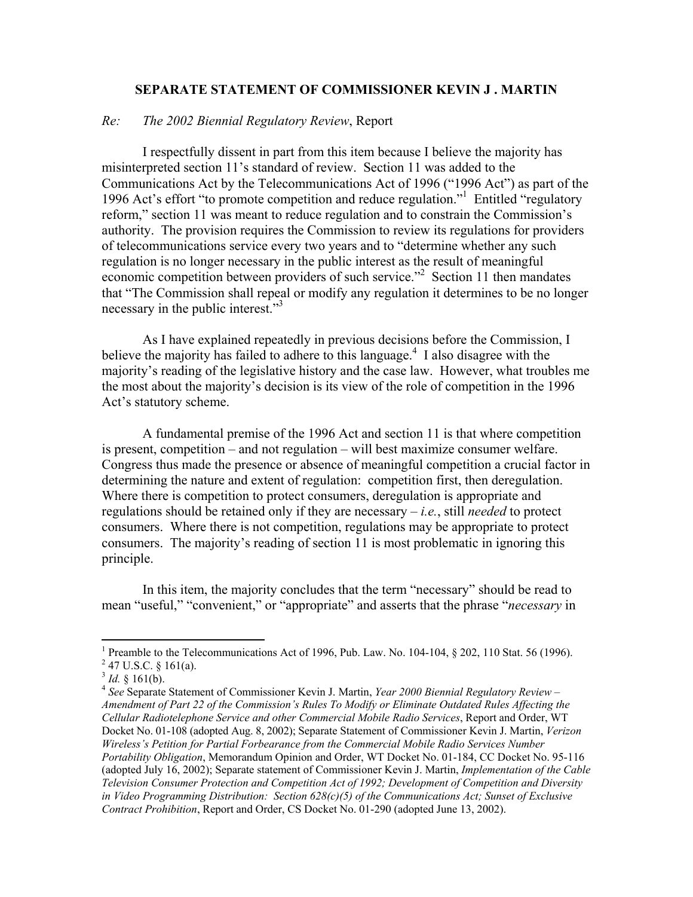## SEPARATE STATEMENT OF COMMISSIONER KEVIN J . MARTIN

*Re:* *The 2002 Biennial Regulatory Review*, Report

I respectfully dissent in part from this item because I believe the majority has misinterpreted section 11's standard of review. Section 11 was added to the Communications Act by the Telecommunications Act of 1996 ("1996 Act") as part of the 1996 Act's effort "to promote competition and reduce regulation."[1] Entitled "regulatory reform," section 11 was meant to reduce regulation and to constrain the Commission's authority. The provision requires the Commission to review its regulations for providers of telecommunications service every two years and to "determine whether any such regulation is no longer necessary in the public interest as the result of meaningful economic competition between providers of such service."[2] Section 11 then mandates that "The Commission shall repeal or modify any regulation it determines to be no longer necessary in the public interest."[3]

As I have explained repeatedly in previous decisions before the Commission, I believe the majority has failed to adhere to this language.[4] I also disagree with the majority's reading of the legislative history and the case law. However, what troubles me the most about the majority's decision is its view of the role of competition in the 1996 Act's statutory scheme.

A fundamental premise of the 1996 Act and section 11 is that where competition is present, competition – and not regulation – will best maximize consumer welfare. Congress thus made the presence or absence of meaningful competition a crucial factor in determining the nature and extent of regulation: competition first, then deregulation. Where there is competition to protect consumers, deregulation is appropriate and regulations should be retained only if they are necessary – *i.e.*, still *needed* to protect consumers. Where there is not competition, regulations may be appropriate to protect consumers. The majority's reading of section 11 is most problematic in ignoring this principle.

In this item, the majority concludes that the term "necessary" should be read to mean "useful," "convenient," or "appropriate" and asserts that the phrase "*necessary* in

---

[1] Preamble to the Telecommunications Act of 1996, Pub. Law. No. 104-104, § 202, 110 Stat. 56 (1996).

[2] 47 U.S.C. § 161(a).

[3] *Id.* § 161(b).

[4] *See* Separate Statement of Commissioner Kevin J. Martin, *Year 2000 Biennial Regulatory Review – Amendment of Part 22 of the Commission's Rules To Modify or Eliminate Outdated Rules Affecting the Cellular Radiotelephone Service and other Commercial Mobile Radio Services*, Report and Order, WT Docket No. 01-108 (adopted Aug. 8, 2002); Separate Statement of Commissioner Kevin J. Martin, *Verizon Wireless's Petition for Partial Forbearance from the Commercial Mobile Radio Services Number Portability Obligation*, Memorandum Opinion and Order, WT Docket No. 01-184, CC Docket No. 95-116 (adopted July 16, 2002); Separate statement of Commissioner Kevin J. Martin, *Implementation of the Cable Television Consumer Protection and Competition Act of 1992; Development of Competition and Diversity in Video Programming Distribution: Section 628(c)(5) of the Communications Act; Sunset of Exclusive Contract Prohibition*, Report and Order, CS Docket No. 01-290 (adopted June 13, 2002).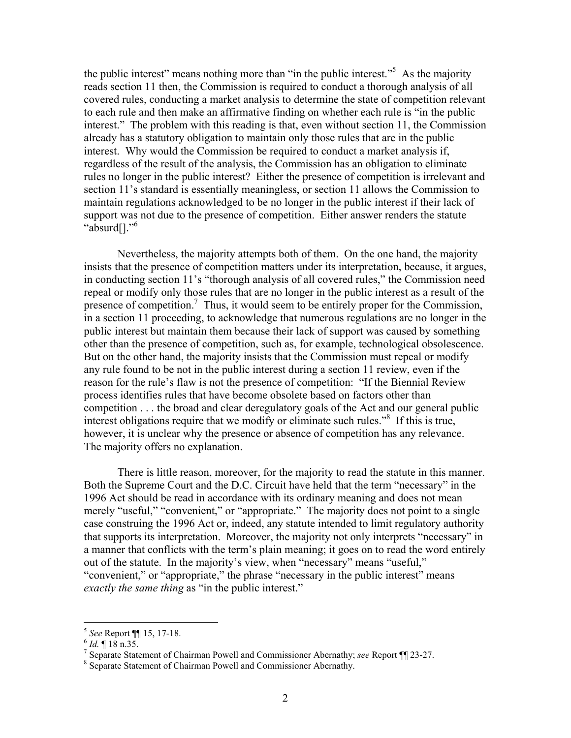the public interest" means nothing more than "in the public interest."[5] As the majority reads section 11 then, the Commission is required to conduct a thorough analysis of all covered rules, conducting a market analysis to determine the state of competition relevant to each rule and then make an affirmative finding on whether each rule is "in the public interest." The problem with this reading is that, even without section 11, the Commission already has a statutory obligation to maintain only those rules that are in the public interest. Why would the Commission be required to conduct a market analysis if, regardless of the result of the analysis, the Commission has an obligation to eliminate rules no longer in the public interest? Either the presence of competition is irrelevant and section 11's standard is essentially meaningless, or section 11 allows the Commission to maintain regulations acknowledged to be no longer in the public interest if their lack of support was not due to the presence of competition. Either answer renders the statute "absurd[]."[6]

Nevertheless, the majority attempts both of them. On the one hand, the majority insists that the presence of competition matters under its interpretation, because, it argues, in conducting section 11's "thorough analysis of all covered rules," the Commission need repeal or modify only those rules that are no longer in the public interest as a result of the presence of competition.[7] Thus, it would seem to be entirely proper for the Commission, in a section 11 proceeding, to acknowledge that numerous regulations are no longer in the public interest but maintain them because their lack of support was caused by something other than the presence of competition, such as, for example, technological obsolescence. But on the other hand, the majority insists that the Commission must repeal or modify any rule found to be not in the public interest during a section 11 review, even if the reason for the rule's flaw is not the presence of competition: "If the Biennial Review process identifies rules that have become obsolete based on factors other than competition . . . the broad and clear deregulatory goals of the Act and our general public interest obligations require that we modify or eliminate such rules."[8] If this is true, however, it is unclear why the presence or absence of competition has any relevance. The majority offers no explanation.

There is little reason, moreover, for the majority to read the statute in this manner. Both the Supreme Court and the D.C. Circuit have held that the term "necessary" in the 1996 Act should be read in accordance with its ordinary meaning and does not mean merely "useful," "convenient," or "appropriate." The majority does not point to a single case construing the 1996 Act or, indeed, any statute intended to limit regulatory authority that supports its interpretation. Moreover, the majority not only interprets "necessary" in a manner that conflicts with the term's plain meaning; it goes on to read the word entirely out of the statute. In the majority's view, when "necessary" means "useful," "convenient," or "appropriate," the phrase "necessary in the public interest" means *exactly the same thing* as "in the public interest."

---

[5] *See* Report ¶¶ 15, 17-18.

[6] *Id.* ¶ 18 n.35.

[7] Separate Statement of Chairman Powell and Commissioner Abernathy; *see* Report ¶¶ 23-27.

[8] Separate Statement of Chairman Powell and Commissioner Abernathy.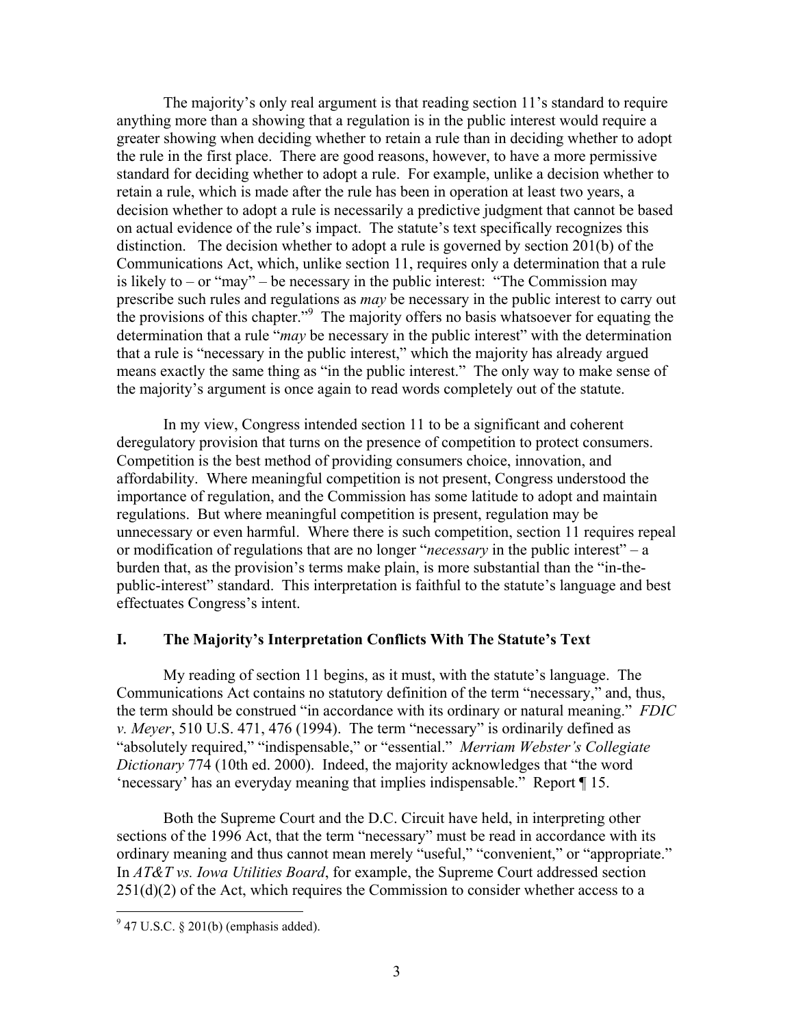The majority's only real argument is that reading section 11's standard to require anything more than a showing that a regulation is in the public interest would require a greater showing when deciding whether to retain a rule than in deciding whether to adopt the rule in the first place. There are good reasons, however, to have a more permissive standard for deciding whether to adopt a rule. For example, unlike a decision whether to retain a rule, which is made after the rule has been in operation at least two years, a decision whether to adopt a rule is necessarily a predictive judgment that cannot be based on actual evidence of the rule's impact. The statute's text specifically recognizes this distinction. The decision whether to adopt a rule is governed by section 201(b) of the Communications Act, which, unlike section 11, requires only a determination that a rule is likely to – or "may" – be necessary in the public interest: "The Commission may prescribe such rules and regulations as *may* be necessary in the public interest to carry out the provisions of this chapter."[9] The majority offers no basis whatsoever for equating the determination that a rule "*may* be necessary in the public interest" with the determination that a rule is "necessary in the public interest," which the majority has already argued means exactly the same thing as "in the public interest." The only way to make sense of the majority's argument is once again to read words completely out of the statute.

In my view, Congress intended section 11 to be a significant and coherent deregulatory provision that turns on the presence of competition to protect consumers. Competition is the best method of providing consumers choice, innovation, and affordability. Where meaningful competition is not present, Congress understood the importance of regulation, and the Commission has some latitude to adopt and maintain regulations. But where meaningful competition is present, regulation may be unnecessary or even harmful. Where there is such competition, section 11 requires repeal or modification of regulations that are no longer "*necessary* in the public interest" – a burden that, as the provision's terms make plain, is more substantial than the "in-the-public-interest" standard. This interpretation is faithful to the statute's language and best effectuates Congress's intent.

## I. The Majority's Interpretation Conflicts With The Statute's Text

My reading of section 11 begins, as it must, with the statute's language. The Communications Act contains no statutory definition of the term "necessary," and, thus, the term should be construed "in accordance with its ordinary or natural meaning." *FDIC v. Meyer*, 510 U.S. 471, 476 (1994). The term "necessary" is ordinarily defined as "absolutely required," "indispensable," or "essential." *Merriam Webster's Collegiate Dictionary* 774 (10th ed. 2000). Indeed, the majority acknowledges that "the word 'necessary' has an everyday meaning that implies indispensable." Report ¶ 15.

Both the Supreme Court and the D.C. Circuit have held, in interpreting other sections of the 1996 Act, that the term "necessary" must be read in accordance with its ordinary meaning and thus cannot mean merely "useful," "convenient," or "appropriate." In *AT&T vs. Iowa Utilities Board*, for example, the Supreme Court addressed section 251(d)(2) of the Act, which requires the Commission to consider whether access to a

---

[9] 47 U.S.C. § 201(b) (emphasis added).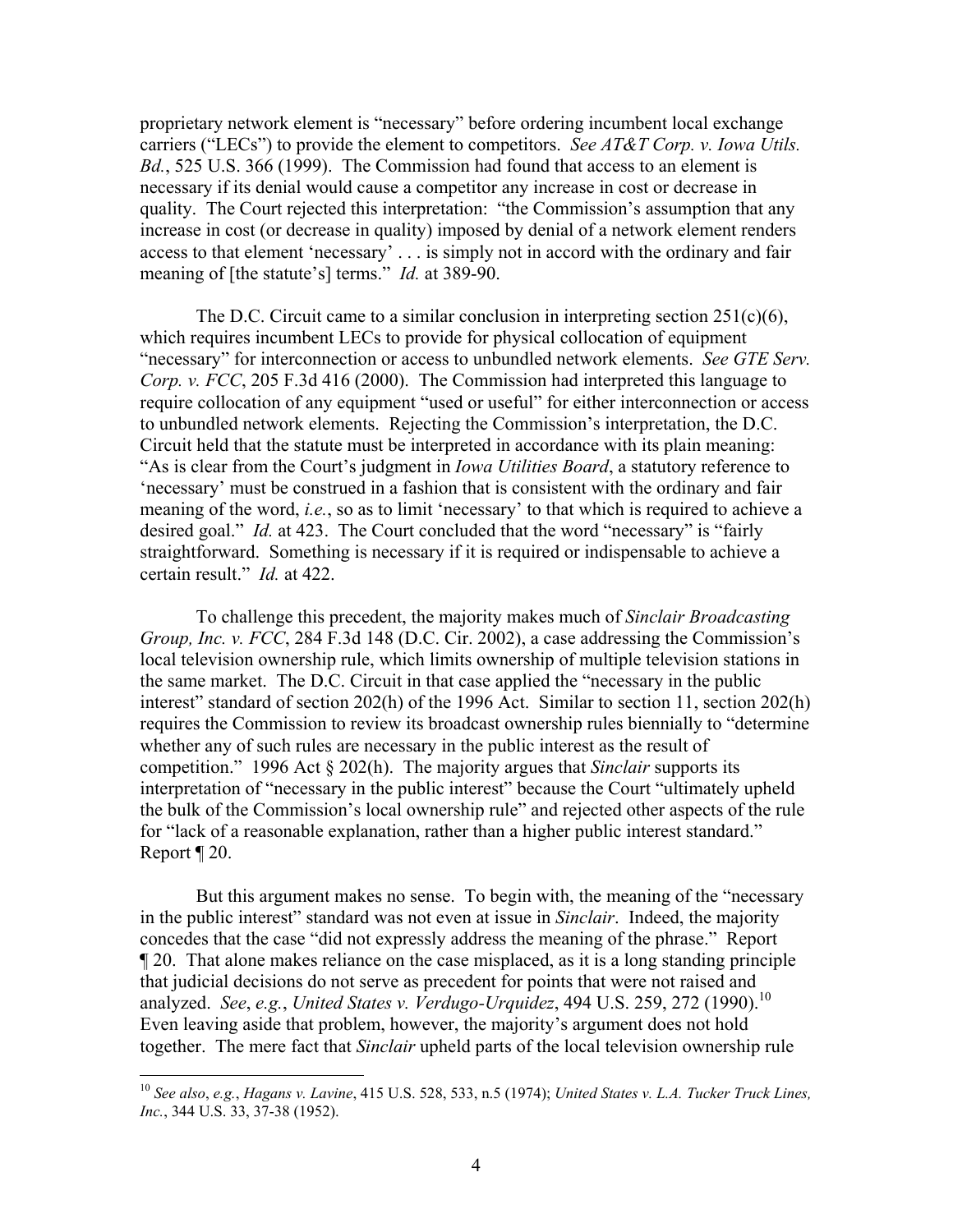proprietary network element is "necessary" before ordering incumbent local exchange carriers ("LECs") to provide the element to competitors. *See AT&T Corp. v. Iowa Utils. Bd.*, 525 U.S. 366 (1999). The Commission had found that access to an element is necessary if its denial would cause a competitor any increase in cost or decrease in quality. The Court rejected this interpretation: "the Commission's assumption that any increase in cost (or decrease in quality) imposed by denial of a network element renders access to that element 'necessary' . . . is simply not in accord with the ordinary and fair meaning of [the statute's] terms." *Id.* at 389-90.

The D.C. Circuit came to a similar conclusion in interpreting section 251(c)(6), which requires incumbent LECs to provide for physical collocation of equipment "necessary" for interconnection or access to unbundled network elements. *See GTE Serv. Corp. v. FCC*, 205 F.3d 416 (2000). The Commission had interpreted this language to require collocation of any equipment "used or useful" for either interconnection or access to unbundled network elements. Rejecting the Commission's interpretation, the D.C. Circuit held that the statute must be interpreted in accordance with its plain meaning: "As is clear from the Court's judgment in *Iowa Utilities Board*, a statutory reference to 'necessary' must be construed in a fashion that is consistent with the ordinary and fair meaning of the word, *i.e.*, so as to limit 'necessary' to that which is required to achieve a desired goal." *Id.* at 423. The Court concluded that the word "necessary" is "fairly straightforward. Something is necessary if it is required or indispensable to achieve a certain result." *Id.* at 422.

To challenge this precedent, the majority makes much of *Sinclair Broadcasting Group, Inc. v. FCC*, 284 F.3d 148 (D.C. Cir. 2002), a case addressing the Commission's local television ownership rule, which limits ownership of multiple television stations in the same market. The D.C. Circuit in that case applied the "necessary in the public interest" standard of section 202(h) of the 1996 Act. Similar to section 11, section 202(h) requires the Commission to review its broadcast ownership rules biennially to "determine whether any of such rules are necessary in the public interest as the result of competition." 1996 Act § 202(h). The majority argues that *Sinclair* supports its interpretation of "necessary in the public interest" because the Court "ultimately upheld the bulk of the Commission's local ownership rule" and rejected other aspects of the rule for "lack of a reasonable explanation, rather than a higher public interest standard." Report ¶ 20.

But this argument makes no sense. To begin with, the meaning of the "necessary in the public interest" standard was not even at issue in *Sinclair*. Indeed, the majority concedes that the case "did not expressly address the meaning of the phrase." Report ¶ 20. That alone makes reliance on the case misplaced, as it is a long standing principle that judicial decisions do not serve as precedent for points that were not raised and analyzed. *See*, *e.g.*, *United States v. Verdugo-Urquidez*, 494 U.S. 259, 272 (1990).[10] Even leaving aside that problem, however, the majority's argument does not hold together. The mere fact that *Sinclair* upheld parts of the local television ownership rule

[10] *See also*, *e.g.*, *Hagans v. Lavine*, 415 U.S. 528, 533, n.5 (1974); *United States v. L.A. Tucker Truck Lines, Inc.*, 344 U.S. 33, 37-38 (1952).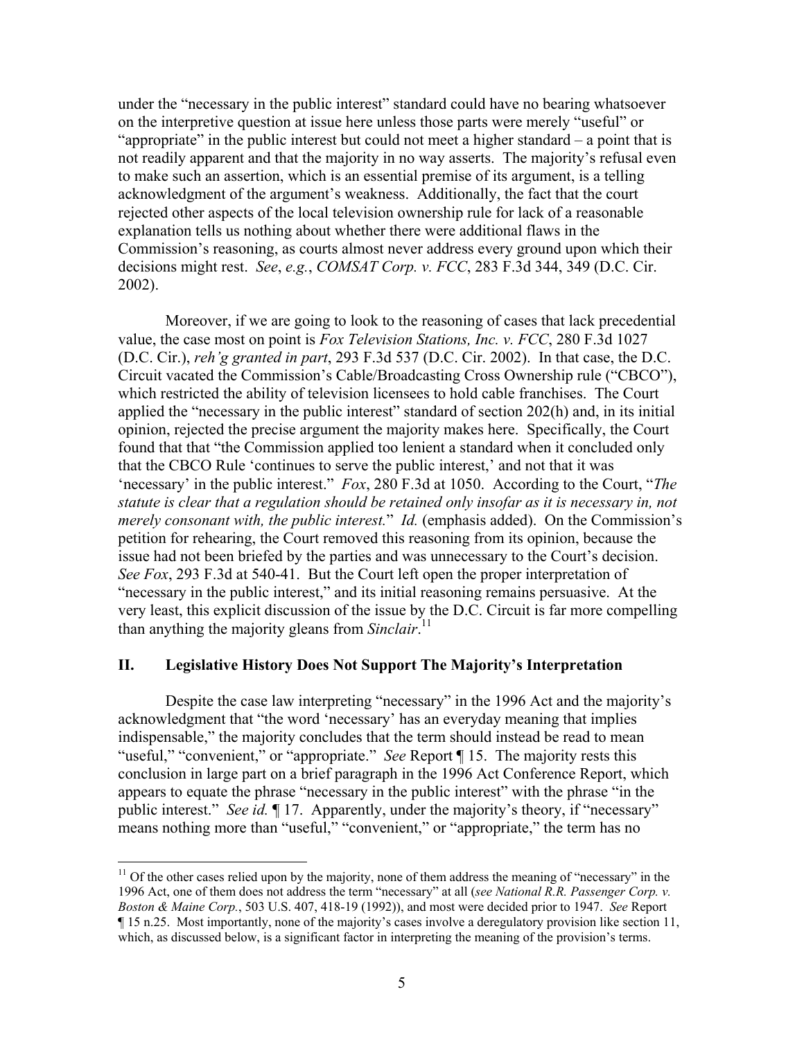under the "necessary in the public interest" standard could have no bearing whatsoever on the interpretive question at issue here unless those parts were merely "useful" or "appropriate" in the public interest but could not meet a higher standard – a point that is not readily apparent and that the majority in no way asserts. The majority's refusal even to make such an assertion, which is an essential premise of its argument, is a telling acknowledgment of the argument's weakness. Additionally, the fact that the court rejected other aspects of the local television ownership rule for lack of a reasonable explanation tells us nothing about whether there were additional flaws in the Commission's reasoning, as courts almost never address every ground upon which their decisions might rest. *See*, *e.g.*, *COMSAT Corp. v. FCC*, 283 F.3d 344, 349 (D.C. Cir. 2002).

Moreover, if we are going to look to the reasoning of cases that lack precedential value, the case most on point is *Fox Television Stations, Inc. v. FCC*, 280 F.3d 1027 (D.C. Cir.), *reh'g granted in part*, 293 F.3d 537 (D.C. Cir. 2002). In that case, the D.C. Circuit vacated the Commission's Cable/Broadcasting Cross Ownership rule ("CBCO"), which restricted the ability of television licensees to hold cable franchises. The Court applied the "necessary in the public interest" standard of section 202(h) and, in its initial opinion, rejected the precise argument the majority makes here. Specifically, the Court found that that "the Commission applied too lenient a standard when it concluded only that the CBCO Rule 'continues to serve the public interest,' and not that it was 'necessary' in the public interest." *Fox*, 280 F.3d at 1050. According to the Court, "*The statute is clear that a regulation should be retained only insofar as it is necessary in, not merely consonant with, the public interest.*" *Id.* (emphasis added). On the Commission's petition for rehearing, the Court removed this reasoning from its opinion, because the issue had not been briefed by the parties and was unnecessary to the Court's decision. *See Fox*, 293 F.3d at 540-41. But the Court left open the proper interpretation of "necessary in the public interest," and its initial reasoning remains persuasive. At the very least, this explicit discussion of the issue by the D.C. Circuit is far more compelling than anything the majority gleans from *Sinclair*.[11]

## II. Legislative History Does Not Support The Majority's Interpretation

Despite the case law interpreting "necessary" in the 1996 Act and the majority's acknowledgment that "the word 'necessary' has an everyday meaning that implies indispensable," the majority concludes that the term should instead be read to mean "useful," "convenient," or "appropriate." *See* Report ¶ 15. The majority rests this conclusion in large part on a brief paragraph in the 1996 Act Conference Report, which appears to equate the phrase "necessary in the public interest" with the phrase "in the public interest." *See id.* ¶ 17. Apparently, under the majority's theory, if "necessary" means nothing more than "useful," "convenient," or "appropriate," the term has no

---

[11] Of the other cases relied upon by the majority, none of them address the meaning of "necessary" in the 1996 Act, one of them does not address the term "necessary" at all (*see National R.R. Passenger Corp. v. Boston & Maine Corp.*, 503 U.S. 407, 418-19 (1992)), and most were decided prior to 1947. *See* Report ¶ 15 n.25. Most importantly, none of the majority's cases involve a deregulatory provision like section 11, which, as discussed below, is a significant factor in interpreting the meaning of the provision's terms.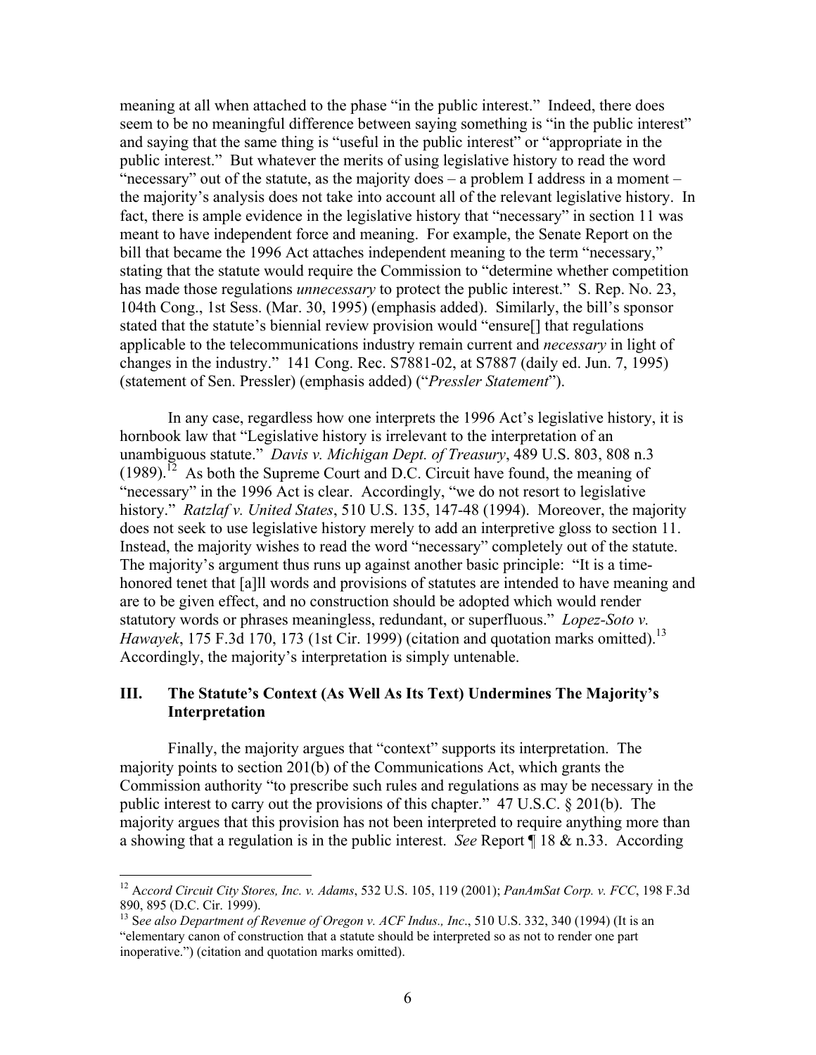meaning at all when attached to the phase "in the public interest." Indeed, there does seem to be no meaningful difference between saying something is "in the public interest" and saying that the same thing is "useful in the public interest" or "appropriate in the public interest." But whatever the merits of using legislative history to read the word "necessary" out of the statute, as the majority does – a problem I address in a moment – the majority's analysis does not take into account all of the relevant legislative history. In fact, there is ample evidence in the legislative history that "necessary" in section 11 was meant to have independent force and meaning. For example, the Senate Report on the bill that became the 1996 Act attaches independent meaning to the term "necessary," stating that the statute would require the Commission to "determine whether competition has made those regulations *unnecessary* to protect the public interest." S. Rep. No. 23, 104th Cong., 1st Sess. (Mar. 30, 1995) (emphasis added). Similarly, the bill's sponsor stated that the statute's biennial review provision would "ensure[] that regulations applicable to the telecommunications industry remain current and *necessary* in light of changes in the industry." 141 Cong. Rec. S7881-02, at S7887 (daily ed. Jun. 7, 1995) (statement of Sen. Pressler) (emphasis added) ("*Pressler Statement*").

In any case, regardless how one interprets the 1996 Act's legislative history, it is hornbook law that "Legislative history is irrelevant to the interpretation of an unambiguous statute." *Davis v. Michigan Dept. of Treasury*, 489 U.S. 803, 808 n.3 (1989).[12] As both the Supreme Court and D.C. Circuit have found, the meaning of "necessary" in the 1996 Act is clear. Accordingly, "we do not resort to legislative history." *Ratzlaf v. United States*, 510 U.S. 135, 147-48 (1994). Moreover, the majority does not seek to use legislative history merely to add an interpretive gloss to section 11. Instead, the majority wishes to read the word "necessary" completely out of the statute. The majority's argument thus runs up against another basic principle: "It is a time-honored tenet that [a]ll words and provisions of statutes are intended to have meaning and are to be given effect, and no construction should be adopted which would render statutory words or phrases meaningless, redundant, or superfluous." *Lopez-Soto v. Hawayek*, 175 F.3d 170, 173 (1st Cir. 1999) (citation and quotation marks omitted).[13] Accordingly, the majority's interpretation is simply untenable.

## III. The Statute's Context (As Well As Its Text) Undermines The Majority's Interpretation

Finally, the majority argues that "context" supports its interpretation. The majority points to section 201(b) of the Communications Act, which grants the Commission authority "to prescribe such rules and regulations as may be necessary in the public interest to carry out the provisions of this chapter." 47 U.S.C. § 201(b). The majority argues that this provision has not been interpreted to require anything more than a showing that a regulation is in the public interest. *See* Report ¶ 18 & n.33. According

---

[12] A*ccord Circuit City Stores, Inc. v. Adams*, 532 U.S. 105, 119 (2001); *PanAmSat Corp. v. FCC*, 198 F.3d 890, 895 (D.C. Cir. 1999).

[13] S*ee also Department of Revenue of Oregon v. ACF Indus., Inc*., 510 U.S. 332, 340 (1994) (It is an "elementary canon of construction that a statute should be interpreted so as not to render one part inoperative.") (citation and quotation marks omitted).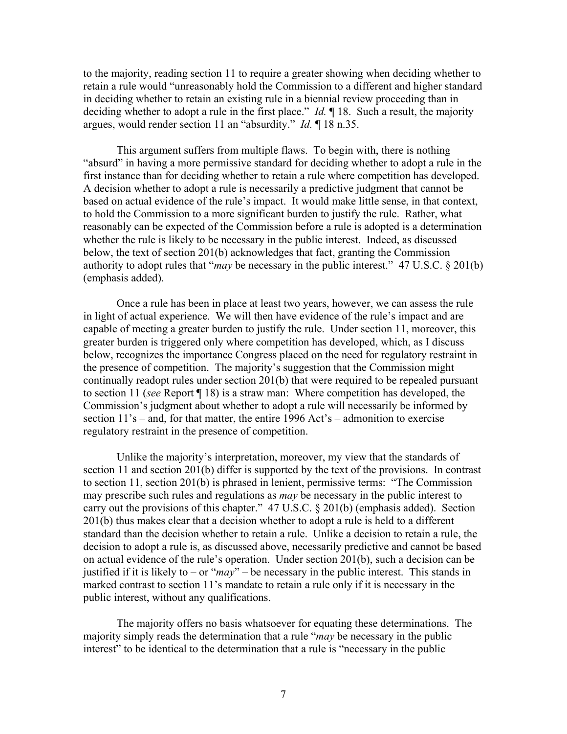to the majority, reading section 11 to require a greater showing when deciding whether to retain a rule would "unreasonably hold the Commission to a different and higher standard in deciding whether to retain an existing rule in a biennial review proceeding than in deciding whether to adopt a rule in the first place." *Id.* ¶ 18. Such a result, the majority argues, would render section 11 an "absurdity." *Id.* ¶ 18 n.35.

This argument suffers from multiple flaws. To begin with, there is nothing "absurd" in having a more permissive standard for deciding whether to adopt a rule in the first instance than for deciding whether to retain a rule where competition has developed. A decision whether to adopt a rule is necessarily a predictive judgment that cannot be based on actual evidence of the rule's impact. It would make little sense, in that context, to hold the Commission to a more significant burden to justify the rule. Rather, what reasonably can be expected of the Commission before a rule is adopted is a determination whether the rule is likely to be necessary in the public interest. Indeed, as discussed below, the text of section 201(b) acknowledges that fact, granting the Commission authority to adopt rules that "*may* be necessary in the public interest." 47 U.S.C. § 201(b) (emphasis added).

Once a rule has been in place at least two years, however, we can assess the rule in light of actual experience. We will then have evidence of the rule's impact and are capable of meeting a greater burden to justify the rule. Under section 11, moreover, this greater burden is triggered only where competition has developed, which, as I discuss below, recognizes the importance Congress placed on the need for regulatory restraint in the presence of competition. The majority's suggestion that the Commission might continually readopt rules under section 201(b) that were required to be repealed pursuant to section 11 (*see* Report ¶ 18) is a straw man: Where competition has developed, the Commission's judgment about whether to adopt a rule will necessarily be informed by section 11's – and, for that matter, the entire 1996 Act's – admonition to exercise regulatory restraint in the presence of competition.

Unlike the majority's interpretation, moreover, my view that the standards of section 11 and section 201(b) differ is supported by the text of the provisions. In contrast to section 11, section 201(b) is phrased in lenient, permissive terms: "The Commission may prescribe such rules and regulations as *may* be necessary in the public interest to carry out the provisions of this chapter." 47 U.S.C. § 201(b) (emphasis added). Section 201(b) thus makes clear that a decision whether to adopt a rule is held to a different standard than the decision whether to retain a rule. Unlike a decision to retain a rule, the decision to adopt a rule is, as discussed above, necessarily predictive and cannot be based on actual evidence of the rule's operation. Under section 201(b), such a decision can be justified if it is likely to – or "*may*" – be necessary in the public interest. This stands in marked contrast to section 11's mandate to retain a rule only if it is necessary in the public interest, without any qualifications.

The majority offers no basis whatsoever for equating these determinations. The majority simply reads the determination that a rule "*may* be necessary in the public interest" to be identical to the determination that a rule is "necessary in the public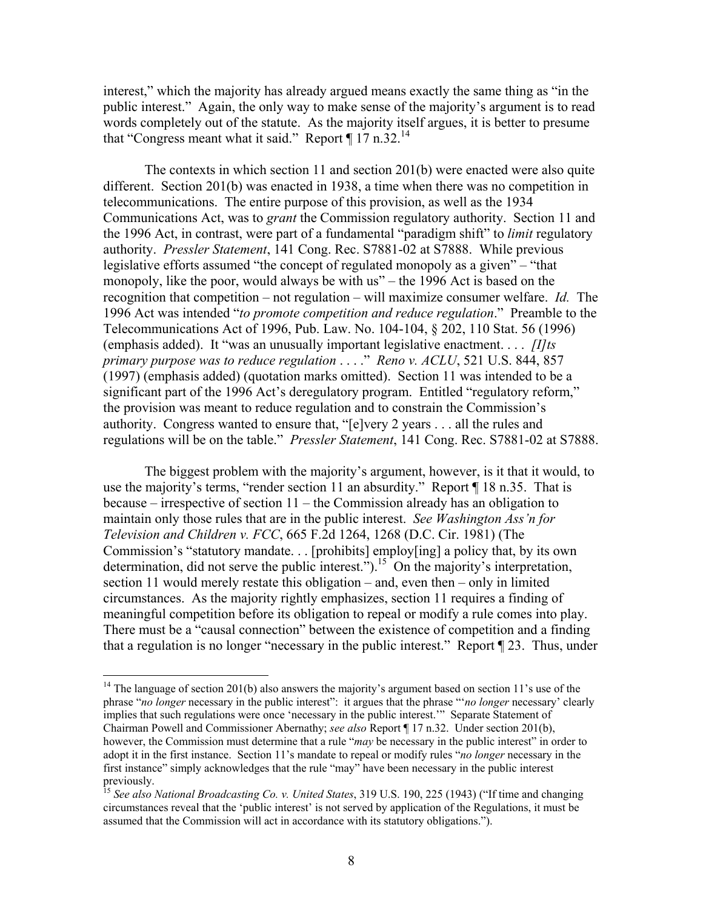interest," which the majority has already argued means exactly the same thing as "in the public interest." Again, the only way to make sense of the majority's argument is to read words completely out of the statute. As the majority itself argues, it is better to presume that "Congress meant what it said." Report ¶ 17 n.32.[14]

The contexts in which section 11 and section 201(b) were enacted were also quite different. Section 201(b) was enacted in 1938, a time when there was no competition in telecommunications. The entire purpose of this provision, as well as the 1934 Communications Act, was to *grant* the Commission regulatory authority. Section 11 and the 1996 Act, in contrast, were part of a fundamental "paradigm shift" to *limit* regulatory authority. *Pressler Statement*, 141 Cong. Rec. S7881-02 at S7888. While previous legislative efforts assumed "the concept of regulated monopoly as a given" – "that monopoly, like the poor, would always be with us" – the 1996 Act is based on the recognition that competition – not regulation – will maximize consumer welfare. *Id.* The 1996 Act was intended "*to promote competition and reduce regulation*." Preamble to the Telecommunications Act of 1996, Pub. Law. No. 104-104, § 202, 110 Stat. 56 (1996) (emphasis added). It "was an unusually important legislative enactment. . . . *[I]ts primary purpose was to reduce regulation* . . . ." *Reno v. ACLU*, 521 U.S. 844, 857 (1997) (emphasis added) (quotation marks omitted). Section 11 was intended to be a significant part of the 1996 Act's deregulatory program. Entitled "regulatory reform," the provision was meant to reduce regulation and to constrain the Commission's authority. Congress wanted to ensure that, "[e]very 2 years . . . all the rules and regulations will be on the table." *Pressler Statement*, 141 Cong. Rec. S7881-02 at S7888.

The biggest problem with the majority's argument, however, is it that it would, to use the majority's terms, "render section 11 an absurdity." Report ¶ 18 n.35. That is because – irrespective of section 11 – the Commission already has an obligation to maintain only those rules that are in the public interest. *See Washington Ass'n for Television and Children v. FCC*, 665 F.2d 1264, 1268 (D.C. Cir. 1981) (The Commission's "statutory mandate. . . [prohibits] employ[ing] a policy that, by its own determination, did not serve the public interest.").[15] On the majority's interpretation, section 11 would merely restate this obligation – and, even then – only in limited circumstances. As the majority rightly emphasizes, section 11 requires a finding of meaningful competition before its obligation to repeal or modify a rule comes into play. There must be a "causal connection" between the existence of competition and a finding that a regulation is no longer "necessary in the public interest." Report ¶ 23. Thus, under

---

[14] The language of section 201(b) also answers the majority's argument based on section 11's use of the phrase "*no longer* necessary in the public interest": it argues that the phrase "'*no longer* necessary' clearly implies that such regulations were once 'necessary in the public interest.'" Separate Statement of Chairman Powell and Commissioner Abernathy; *see also* Report ¶ 17 n.32. Under section 201(b), however, the Commission must determine that a rule "*may* be necessary in the public interest" in order to adopt it in the first instance. Section 11's mandate to repeal or modify rules "*no longer* necessary in the first instance" simply acknowledges that the rule "may" have been necessary in the public interest previously.

[15] *See also National Broadcasting Co. v. United States*, 319 U.S. 190, 225 (1943) ("If time and changing circumstances reveal that the 'public interest' is not served by application of the Regulations, it must be assumed that the Commission will act in accordance with its statutory obligations.").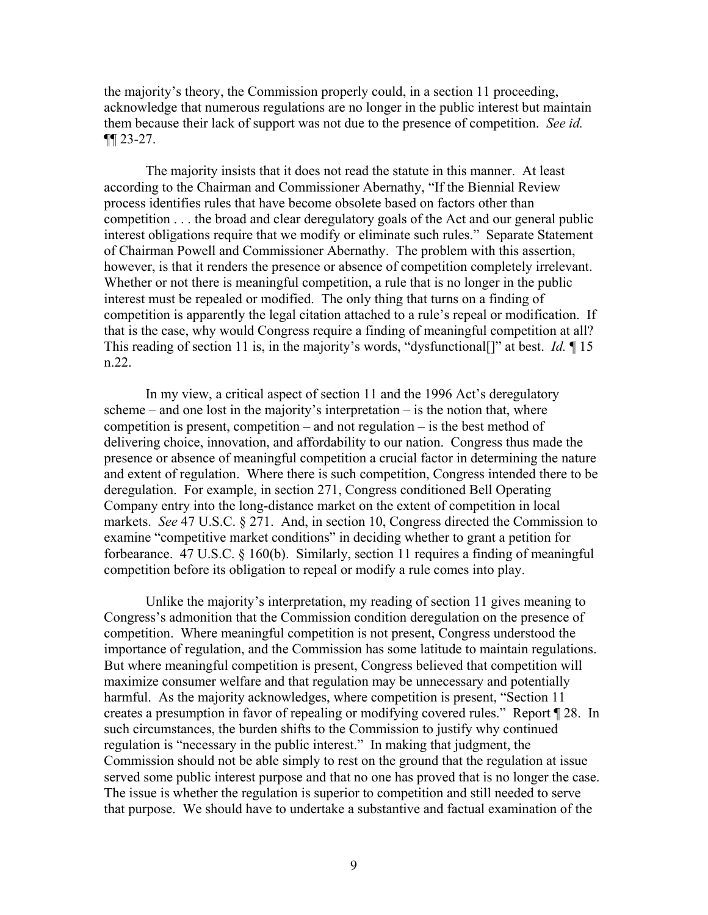the majority's theory, the Commission properly could, in a section 11 proceeding, acknowledge that numerous regulations are no longer in the public interest but maintain them because their lack of support was not due to the presence of competition. *See id.* ¶¶ 23-27.

The majority insists that it does not read the statute in this manner. At least according to the Chairman and Commissioner Abernathy, "If the Biennial Review process identifies rules that have become obsolete based on factors other than competition . . . the broad and clear deregulatory goals of the Act and our general public interest obligations require that we modify or eliminate such rules." Separate Statement of Chairman Powell and Commissioner Abernathy. The problem with this assertion, however, is that it renders the presence or absence of competition completely irrelevant. Whether or not there is meaningful competition, a rule that is no longer in the public interest must be repealed or modified. The only thing that turns on a finding of competition is apparently the legal citation attached to a rule's repeal or modification. If that is the case, why would Congress require a finding of meaningful competition at all? This reading of section 11 is, in the majority's words, "dysfunctional[]" at best. *Id.* ¶ 15 n.22.

In my view, a critical aspect of section 11 and the 1996 Act's deregulatory scheme – and one lost in the majority's interpretation – is the notion that, where competition is present, competition – and not regulation – is the best method of delivering choice, innovation, and affordability to our nation. Congress thus made the presence or absence of meaningful competition a crucial factor in determining the nature and extent of regulation. Where there is such competition, Congress intended there to be deregulation. For example, in section 271, Congress conditioned Bell Operating Company entry into the long-distance market on the extent of competition in local markets. *See* 47 U.S.C. § 271. And, in section 10, Congress directed the Commission to examine "competitive market conditions" in deciding whether to grant a petition for forbearance. 47 U.S.C. § 160(b). Similarly, section 11 requires a finding of meaningful competition before its obligation to repeal or modify a rule comes into play.

Unlike the majority's interpretation, my reading of section 11 gives meaning to Congress's admonition that the Commission condition deregulation on the presence of competition. Where meaningful competition is not present, Congress understood the importance of regulation, and the Commission has some latitude to maintain regulations. But where meaningful competition is present, Congress believed that competition will maximize consumer welfare and that regulation may be unnecessary and potentially harmful. As the majority acknowledges, where competition is present, "Section 11 creates a presumption in favor of repealing or modifying covered rules." Report ¶ 28. In such circumstances, the burden shifts to the Commission to justify why continued regulation is "necessary in the public interest." In making that judgment, the Commission should not be able simply to rest on the ground that the regulation at issue served some public interest purpose and that no one has proved that is no longer the case. The issue is whether the regulation is superior to competition and still needed to serve that purpose. We should have to undertake a substantive and factual examination of the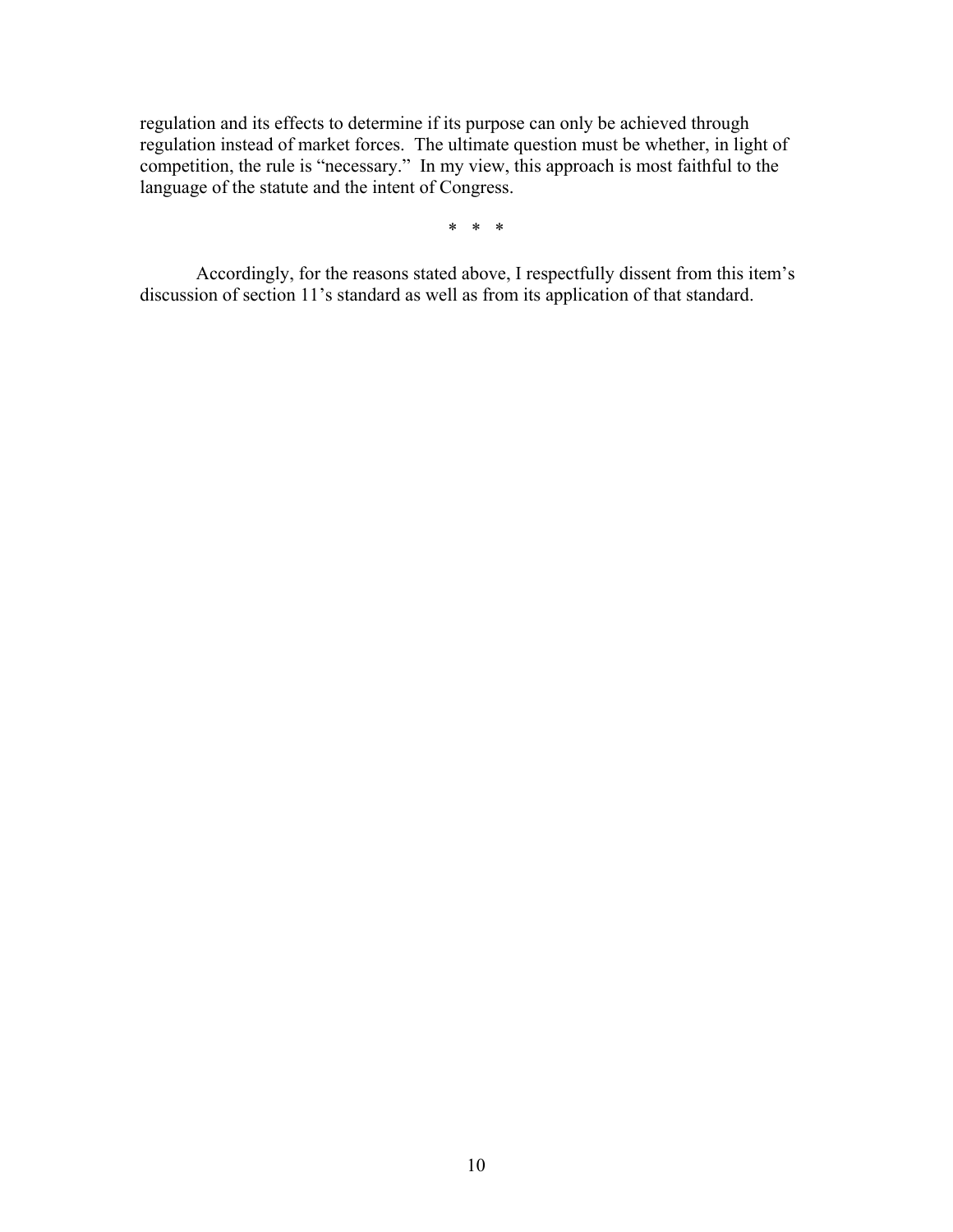regulation and its effects to determine if its purpose can only be achieved through regulation instead of market forces. The ultimate question must be whether, in light of competition, the rule is "necessary." In my view, this approach is most faithful to the language of the statute and the intent of Congress.

\* \* \*

Accordingly, for the reasons stated above, I respectfully dissent from this item's discussion of section 11's standard as well as from its application of that standard.